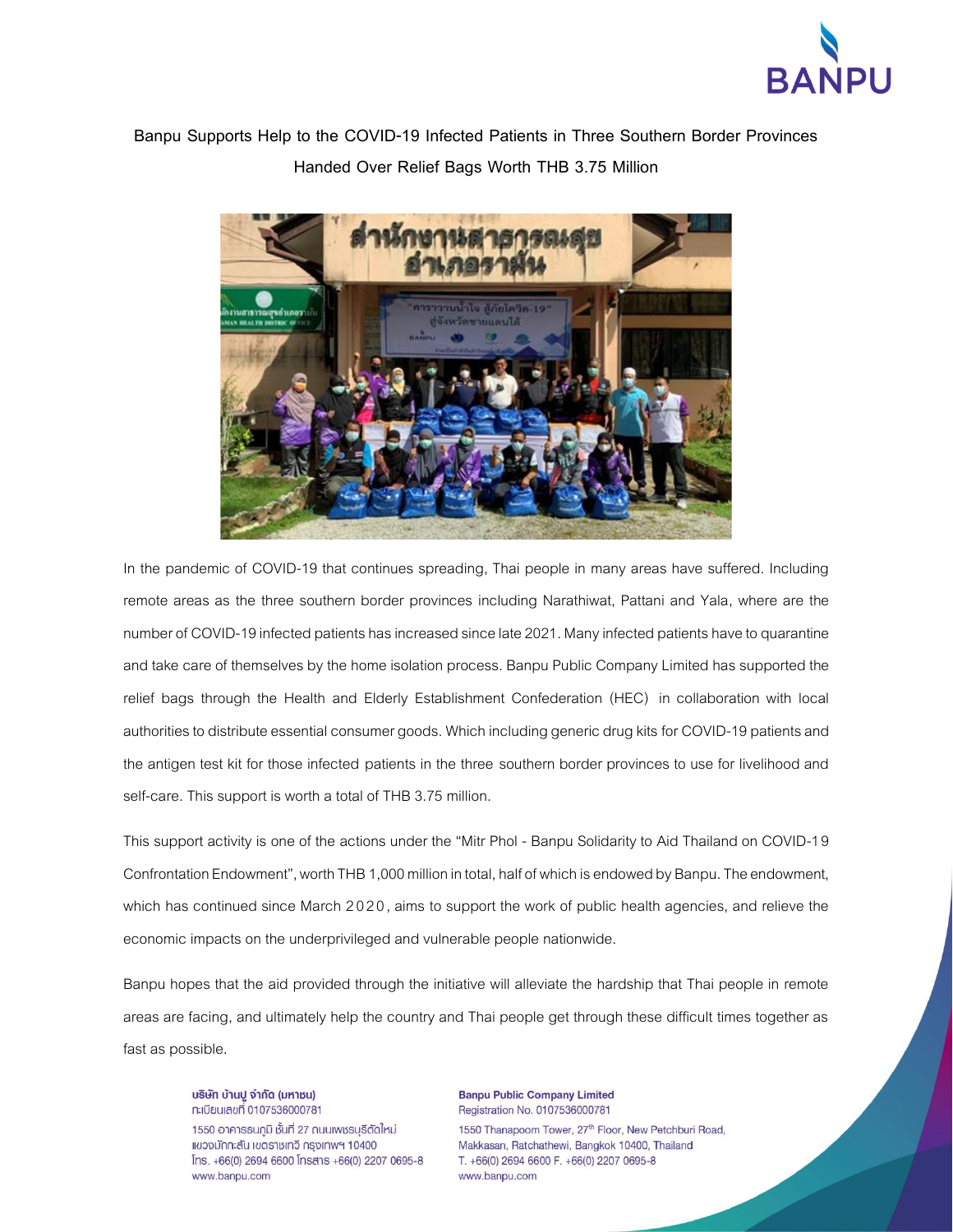# Banpu Supports Help to the COVID-19 Infected Patients in Three Southern Border Provinces Handed Over Relief Bags Worth THB 3.75 Million

In the pandemic of COVID-19 that continues spreading, Thai people in many areas have suffered. Including remote areas as the three southern border provinces including Narathiwat, Pattani and Yala, where are the number of COVID-19 infected patients has increased since late 2021. Many infected patients have to quarantine and take care of themselves by the home isolation process. Banpu Public Company Limited has supported the relief bags through the Health and Elderly Establishment Confederation (HEC) in collaboration with local authorities to distribute essential consumer goods. Which including generic drug kits for COVID-19 patients and the antigen test kit for those infected patients in the three southern border provinces to use for livelihood and self-care. This support is worth a total of THB 3.75 million.

This support activity is one of the actions under the "Mitr Phol - Banpu Solidarity to Aid Thailand on COVID-19 Confrontation Endowment", worth THB 1,000 million in total, half of which is endowed by Banpu. The endowment, which has continued since March 2020, aims to support the work of public health agencies, and relieve the economic impacts on the underprivileged and vulnerable people nationwide.

Banpu hopes that the aid provided through the initiative will alleviate the hardship that Thai people in remote areas are facing, and ultimately help the country and Thai people get through these difficult times together as fast as possible.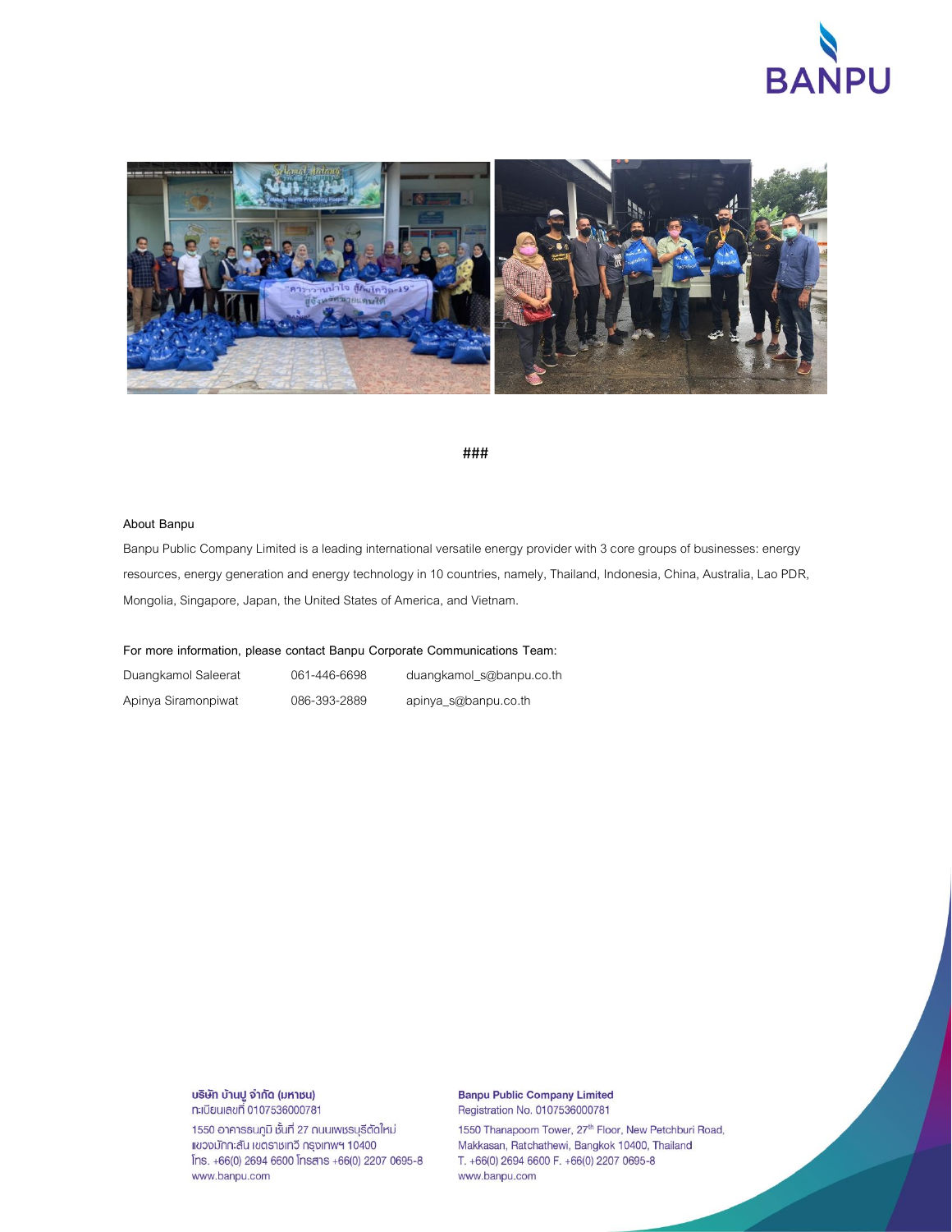###

About Banpu

Banpu Public Company Limited is a leading international versatile energy provider with 3 core groups of businesses: energy resources, energy generation and energy technology in 10 countries, namely, Thailand, Indonesia, China, Australia, Lao PDR, Mongolia, Singapore, Japan, the United States of America, and Vietnam.

For more information, please contact Banpu Corporate Communications Team:

| | | |
|---|---|---|
| Duangkamol Saleerat | 061-446-6698 | duangkamol_s@banpu.co.th |
| Apinya Siramonpiwat | 086-393-2889 | apinya_s@banpu.co.th |

**บริษัท บ้านปู จำกัด (มหาชน)**
ทะเบียนเลขที่ 0107536000781
1550 อาคารธนภูมิ ชั้นที่ 27 ถนนเพชรบุรีตัดใหม่
แขวงมักกะสัน เขตราชเทวี กรุงเทพฯ 10400
โทร. +66(0) 2694 6600 โทรสาร +66(0) 2207 0695-8
www.banpu.com

**Banpu Public Company Limited**
Registration No. 0107536000781
1550 Thanapoom Tower, 27th Floor, New Petchburi Road,
Makkasan, Ratchathewi, Bangkok 10400, Thailand
T. +66(0) 2694 6600 F. +66(0) 2207 0695-8
www.banpu.com